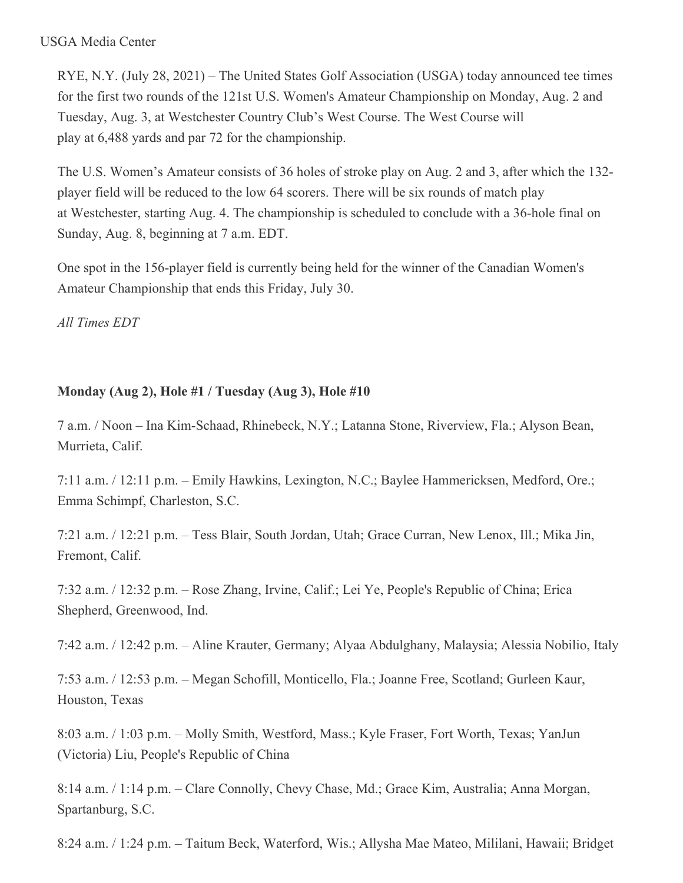USGA Media Center

RYE, N.Y. (July 28, 2021) – The United States Golf Association (USGA) today announced tee times for the first two rounds of the 121st U.S. Women's Amateur Championship on Monday, Aug. 2 and Tuesday, Aug. 3, at Westchester Country Club's West Course. The West Course will play at 6,488 yards and par 72 for the championship.

The U.S. Women's Amateur consists of 36 holes of stroke play on Aug. 2 and 3, after which the 132-player field will be reduced to the low 64 scorers. There will be six rounds of match play at Westchester, starting Aug. 4. The championship is scheduled to conclude with a 36-hole final on Sunday, Aug. 8, beginning at 7 a.m. EDT.

One spot in the 156-player field is currently being held for the winner of the Canadian Women's Amateur Championship that ends this Friday, July 30.

*All Times EDT*

**Monday (Aug 2), Hole #1 / Tuesday (Aug 3), Hole #10**

7 a.m. / Noon – Ina Kim-Schaad, Rhinebeck, N.Y.; Latanna Stone, Riverview, Fla.; Alyson Bean, Murrieta, Calif.

7:11 a.m. / 12:11 p.m. – Emily Hawkins, Lexington, N.C.; Baylee Hammericksen, Medford, Ore.; Emma Schimpf, Charleston, S.C.

7:21 a.m. / 12:21 p.m. – Tess Blair, South Jordan, Utah; Grace Curran, New Lenox, Ill.; Mika Jin, Fremont, Calif.

7:32 a.m. / 12:32 p.m. – Rose Zhang, Irvine, Calif.; Lei Ye, People's Republic of China; Erica Shepherd, Greenwood, Ind.

7:42 a.m. / 12:42 p.m. – Aline Krauter, Germany; Alyaa Abdulghany, Malaysia; Alessia Nobilio, Italy

7:53 a.m. / 12:53 p.m. – Megan Schofill, Monticello, Fla.; Joanne Free, Scotland; Gurleen Kaur, Houston, Texas

8:03 a.m. / 1:03 p.m. – Molly Smith, Westford, Mass.; Kyle Fraser, Fort Worth, Texas; YanJun (Victoria) Liu, People's Republic of China

8:14 a.m. / 1:14 p.m. – Clare Connolly, Chevy Chase, Md.; Grace Kim, Australia; Anna Morgan, Spartanburg, S.C.

8:24 a.m. / 1:24 p.m. – Taitum Beck, Waterford, Wis.; Allysha Mae Mateo, Mililani, Hawaii; Bridget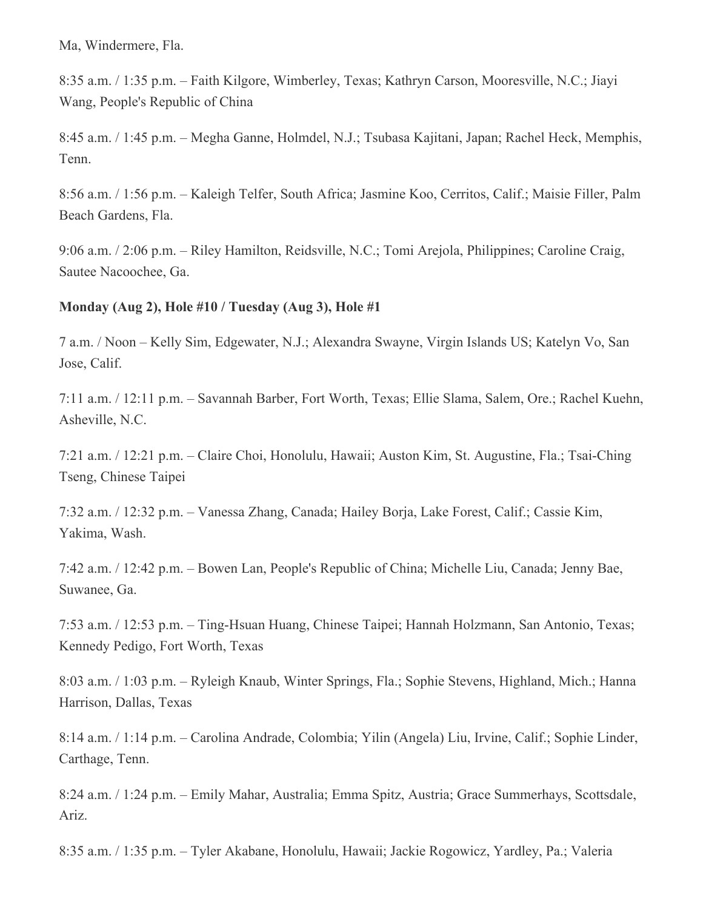Ma, Windermere, Fla.

8:35 a.m. / 1:35 p.m. – Faith Kilgore, Wimberley, Texas; Kathryn Carson, Mooresville, N.C.; Jiayi Wang, People's Republic of China

8:45 a.m. / 1:45 p.m. – Megha Ganne, Holmdel, N.J.; Tsubasa Kajitani, Japan; Rachel Heck, Memphis, Tenn.

8:56 a.m. / 1:56 p.m. – Kaleigh Telfer, South Africa; Jasmine Koo, Cerritos, Calif.; Maisie Filler, Palm Beach Gardens, Fla.

9:06 a.m. / 2:06 p.m. – Riley Hamilton, Reidsville, N.C.; Tomi Arejola, Philippines; Caroline Craig, Sautee Nacoochee, Ga.

**Monday (Aug 2), Hole #10 / Tuesday (Aug 3), Hole #1**

7 a.m. / Noon – Kelly Sim, Edgewater, N.J.; Alexandra Swayne, Virgin Islands US; Katelyn Vo, San Jose, Calif.

7:11 a.m. / 12:11 p.m. – Savannah Barber, Fort Worth, Texas; Ellie Slama, Salem, Ore.; Rachel Kuehn, Asheville, N.C.

7:21 a.m. / 12:21 p.m. – Claire Choi, Honolulu, Hawaii; Auston Kim, St. Augustine, Fla.; Tsai-Ching Tseng, Chinese Taipei

7:32 a.m. / 12:32 p.m. – Vanessa Zhang, Canada; Hailey Borja, Lake Forest, Calif.; Cassie Kim, Yakima, Wash.

7:42 a.m. / 12:42 p.m. – Bowen Lan, People's Republic of China; Michelle Liu, Canada; Jenny Bae, Suwanee, Ga.

7:53 a.m. / 12:53 p.m. – Ting-Hsuan Huang, Chinese Taipei; Hannah Holzmann, San Antonio, Texas; Kennedy Pedigo, Fort Worth, Texas

8:03 a.m. / 1:03 p.m. – Ryleigh Knaub, Winter Springs, Fla.; Sophie Stevens, Highland, Mich.; Hanna Harrison, Dallas, Texas

8:14 a.m. / 1:14 p.m. – Carolina Andrade, Colombia; Yilin (Angela) Liu, Irvine, Calif.; Sophie Linder, Carthage, Tenn.

8:24 a.m. / 1:24 p.m. – Emily Mahar, Australia; Emma Spitz, Austria; Grace Summerhays, Scottsdale, Ariz.

8:35 a.m. / 1:35 p.m. – Tyler Akabane, Honolulu, Hawaii; Jackie Rogowicz, Yardley, Pa.; Valeria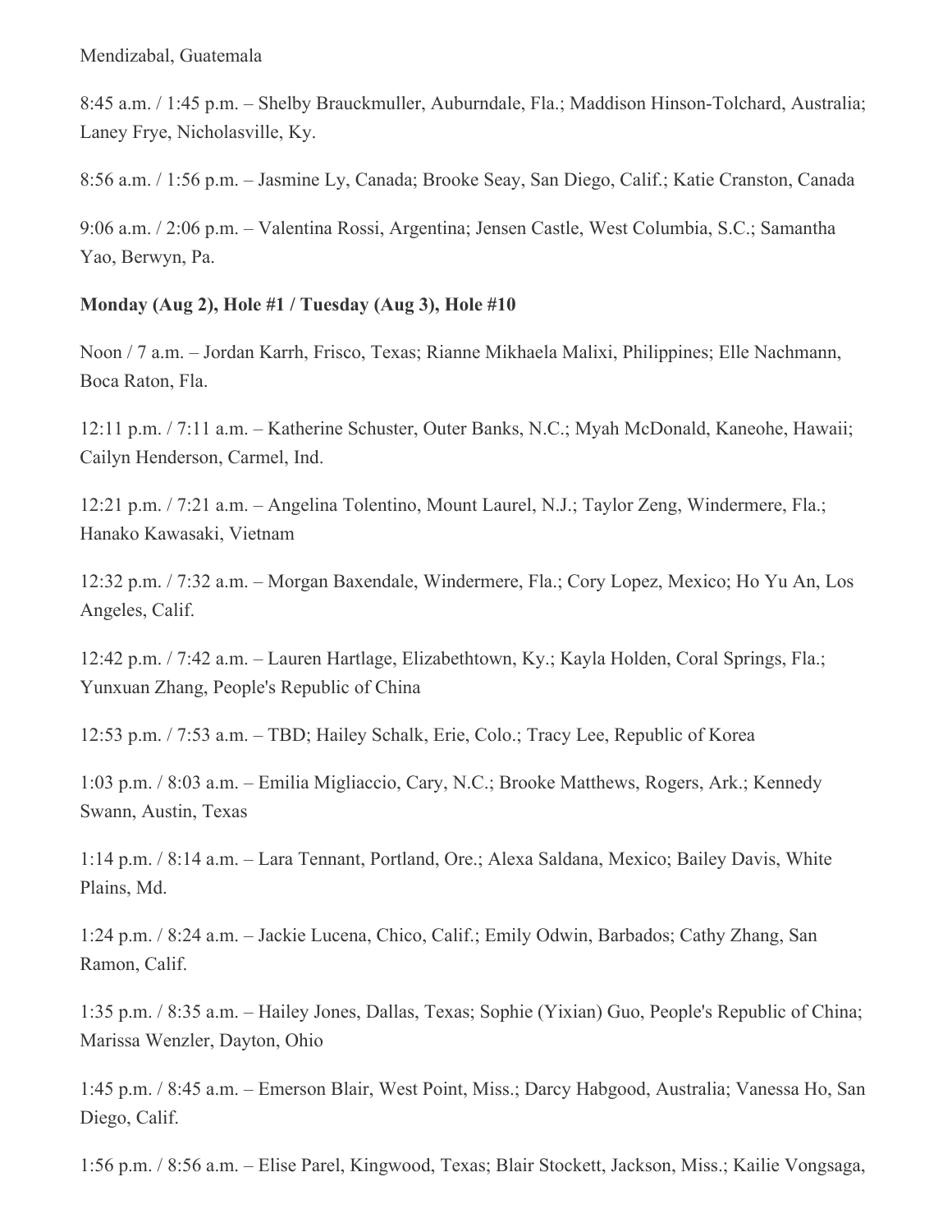Mendizabal, Guatemala

8:45 a.m. / 1:45 p.m. – Shelby Brauckmuller, Auburndale, Fla.; Maddison Hinson-Tolchard, Australia; Laney Frye, Nicholasville, Ky.

8:56 a.m. / 1:56 p.m. – Jasmine Ly, Canada; Brooke Seay, San Diego, Calif.; Katie Cranston, Canada

9:06 a.m. / 2:06 p.m. – Valentina Rossi, Argentina; Jensen Castle, West Columbia, S.C.; Samantha Yao, Berwyn, Pa.

**Monday (Aug 2), Hole #1 / Tuesday (Aug 3), Hole #10**

Noon / 7 a.m. – Jordan Karrh, Frisco, Texas; Rianne Mikhaela Malixi, Philippines; Elle Nachmann, Boca Raton, Fla.

12:11 p.m. / 7:11 a.m. – Katherine Schuster, Outer Banks, N.C.; Myah McDonald, Kaneohe, Hawaii; Cailyn Henderson, Carmel, Ind.

12:21 p.m. / 7:21 a.m. – Angelina Tolentino, Mount Laurel, N.J.; Taylor Zeng, Windermere, Fla.; Hanako Kawasaki, Vietnam

12:32 p.m. / 7:32 a.m. – Morgan Baxendale, Windermere, Fla.; Cory Lopez, Mexico; Ho Yu An, Los Angeles, Calif.

12:42 p.m. / 7:42 a.m. – Lauren Hartlage, Elizabethtown, Ky.; Kayla Holden, Coral Springs, Fla.; Yunxuan Zhang, People's Republic of China

12:53 p.m. / 7:53 a.m. – TBD; Hailey Schalk, Erie, Colo.; Tracy Lee, Republic of Korea

1:03 p.m. / 8:03 a.m. – Emilia Migliaccio, Cary, N.C.; Brooke Matthews, Rogers, Ark.; Kennedy Swann, Austin, Texas

1:14 p.m. / 8:14 a.m. – Lara Tennant, Portland, Ore.; Alexa Saldana, Mexico; Bailey Davis, White Plains, Md.

1:24 p.m. / 8:24 a.m. – Jackie Lucena, Chico, Calif.; Emily Odwin, Barbados; Cathy Zhang, San Ramon, Calif.

1:35 p.m. / 8:35 a.m. – Hailey Jones, Dallas, Texas; Sophie (Yixian) Guo, People's Republic of China; Marissa Wenzler, Dayton, Ohio

1:45 p.m. / 8:45 a.m. – Emerson Blair, West Point, Miss.; Darcy Habgood, Australia; Vanessa Ho, San Diego, Calif.

1:56 p.m. / 8:56 a.m. – Elise Parel, Kingwood, Texas; Blair Stockett, Jackson, Miss.; Kailie Vongsaga,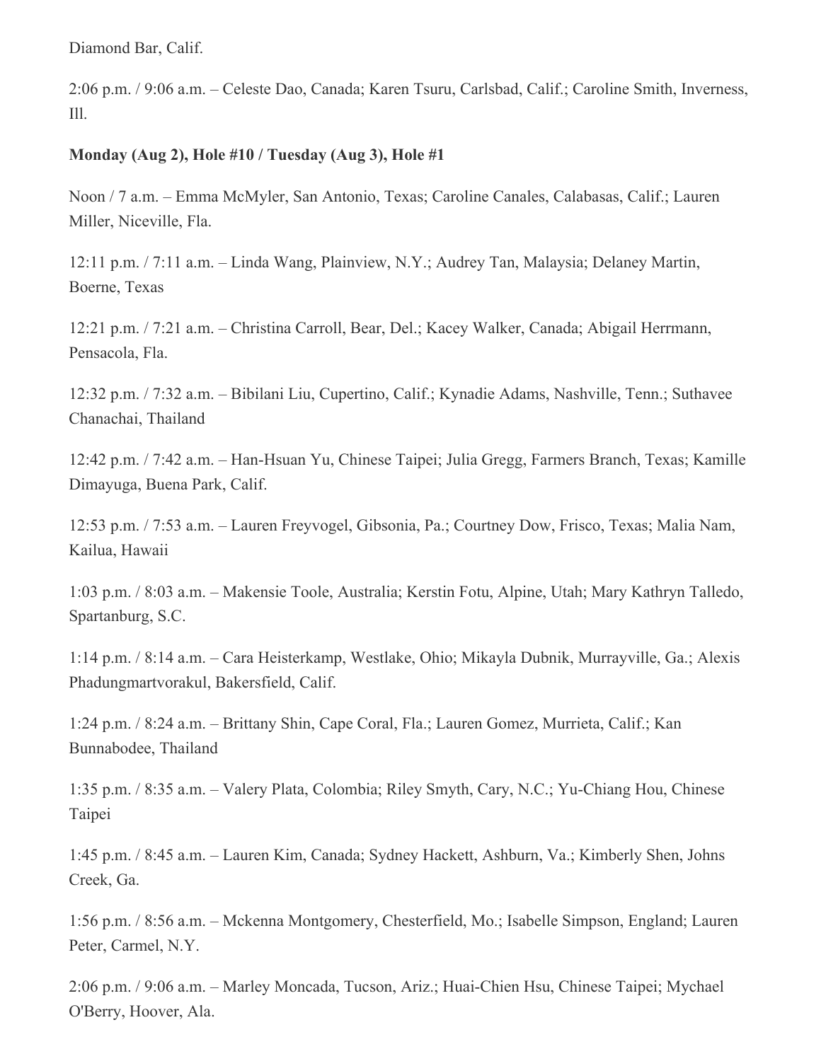Diamond Bar, Calif.

2:06 p.m. / 9:06 a.m. – Celeste Dao, Canada; Karen Tsuru, Carlsbad, Calif.; Caroline Smith, Inverness, Ill.

**Monday (Aug 2), Hole #10 / Tuesday (Aug 3), Hole #1**

Noon / 7 a.m. – Emma McMyler, San Antonio, Texas; Caroline Canales, Calabasas, Calif.; Lauren Miller, Niceville, Fla.

12:11 p.m. / 7:11 a.m. – Linda Wang, Plainview, N.Y.; Audrey Tan, Malaysia; Delaney Martin, Boerne, Texas

12:21 p.m. / 7:21 a.m. – Christina Carroll, Bear, Del.; Kacey Walker, Canada; Abigail Herrmann, Pensacola, Fla.

12:32 p.m. / 7:32 a.m. – Bibilani Liu, Cupertino, Calif.; Kynadie Adams, Nashville, Tenn.; Suthavee Chanachai, Thailand

12:42 p.m. / 7:42 a.m. – Han-Hsuan Yu, Chinese Taipei; Julia Gregg, Farmers Branch, Texas; Kamille Dimayuga, Buena Park, Calif.

12:53 p.m. / 7:53 a.m. – Lauren Freyvogel, Gibsonia, Pa.; Courtney Dow, Frisco, Texas; Malia Nam, Kailua, Hawaii

1:03 p.m. / 8:03 a.m. – Makensie Toole, Australia; Kerstin Fotu, Alpine, Utah; Mary Kathryn Talledo, Spartanburg, S.C.

1:14 p.m. / 8:14 a.m. – Cara Heisterkamp, Westlake, Ohio; Mikayla Dubnik, Murrayville, Ga.; Alexis Phadungmartvorakul, Bakersfield, Calif.

1:24 p.m. / 8:24 a.m. – Brittany Shin, Cape Coral, Fla.; Lauren Gomez, Murrieta, Calif.; Kan Bunnabodee, Thailand

1:35 p.m. / 8:35 a.m. – Valery Plata, Colombia; Riley Smyth, Cary, N.C.; Yu-Chiang Hou, Chinese Taipei

1:45 p.m. / 8:45 a.m. – Lauren Kim, Canada; Sydney Hackett, Ashburn, Va.; Kimberly Shen, Johns Creek, Ga.

1:56 p.m. / 8:56 a.m. – Mckenna Montgomery, Chesterfield, Mo.; Isabelle Simpson, England; Lauren Peter, Carmel, N.Y.

2:06 p.m. / 9:06 a.m. – Marley Moncada, Tucson, Ariz.; Huai-Chien Hsu, Chinese Taipei; Mychael O'Berry, Hoover, Ala.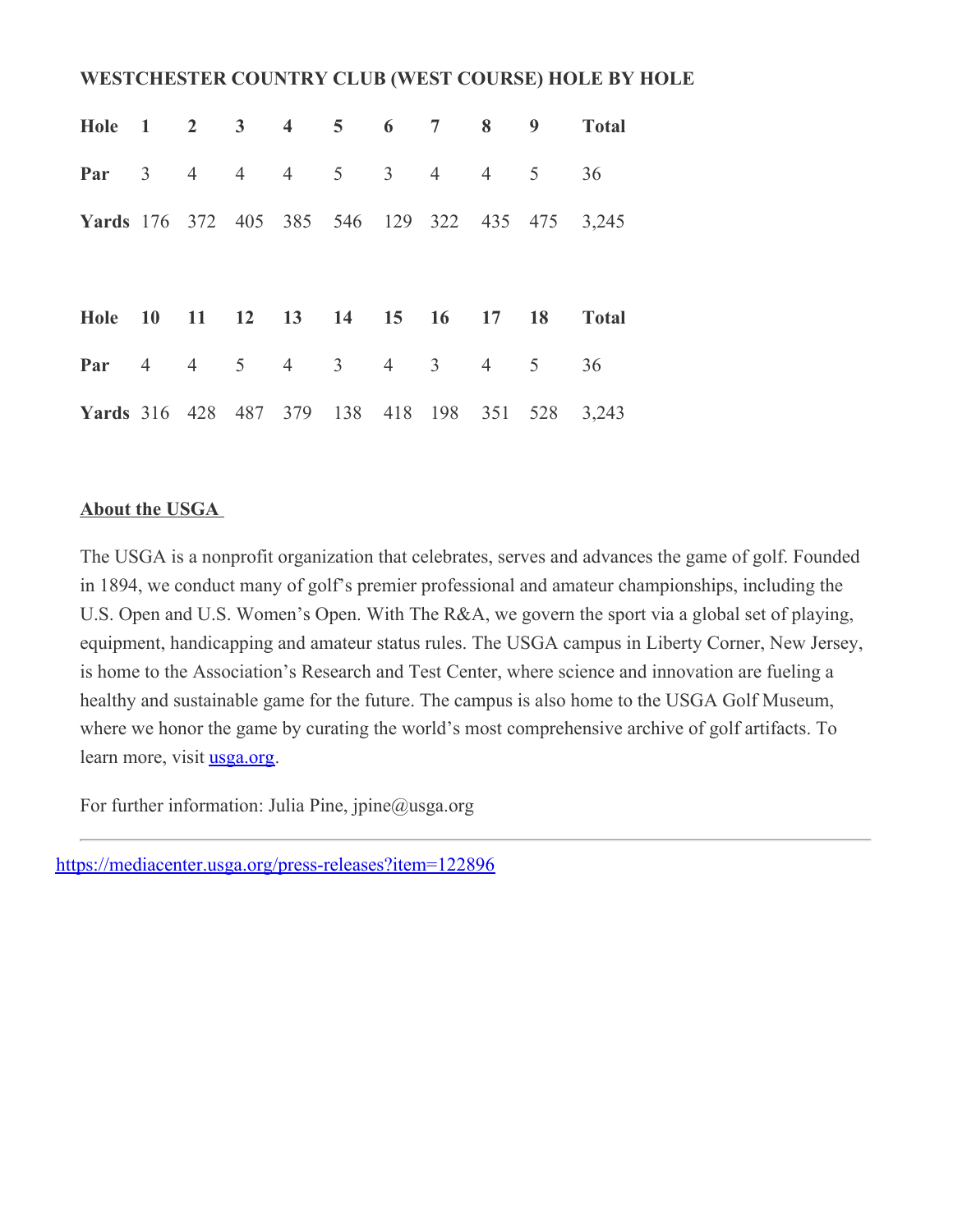**WESTCHESTER COUNTRY CLUB (WEST COURSE) HOLE BY HOLE**

| **Hole** | **1** | **2** | **3** | **4** | **5** | **6** | **7** | **8** | **9** | **Total** |
|---|---|---|---|---|---|---|---|---|---|---|
| **Par** | 3 | 4 | 4 | 4 | 5 | 3 | 4 | 4 | 5 | 36 |
| **Yards** | 176 | 372 | 405 | 385 | 546 | 129 | 322 | 435 | 475 | 3,245 |

| **Hole** | **10** | **11** | **12** | **13** | **14** | **15** | **16** | **17** | **18** | **Total** |
|---|---|---|---|---|---|---|---|---|---|---|
| **Par** | 4 | 4 | 5 | 4 | 3 | 4 | 3 | 4 | 5 | 36 |
| **Yards** | 316 | 428 | 487 | 379 | 138 | 418 | 198 | 351 | 528 | 3,243 |

**About the USGA**

The USGA is a nonprofit organization that celebrates, serves and advances the game of golf. Founded in 1894, we conduct many of golf's premier professional and amateur championships, including the U.S. Open and U.S. Women's Open. With The R&A, we govern the sport via a global set of playing, equipment, handicapping and amateur status rules. The USGA campus in Liberty Corner, New Jersey, is home to the Association's Research and Test Center, where science and innovation are fueling a healthy and sustainable game for the future. The campus is also home to the USGA Golf Museum, where we honor the game by curating the world's most comprehensive archive of golf artifacts. To learn more, visit usga.org.

For further information: Julia Pine, jpine@usga.org

---

https://mediacenter.usga.org/press-releases?item=122896